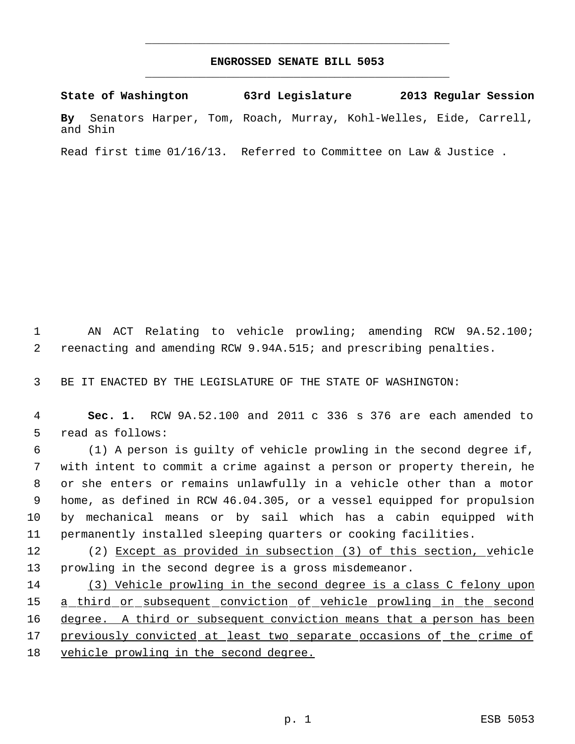# ENGROSSED SENATE BILL 5053

**State of Washington 63rd Legislature 2013 Regular Session**

**By** Senators Harper, Tom, Roach, Murray, Kohl-Welles, Eide, Carrell, and Shin

Read first time 01/16/13. Referred to Committee on Law & Justice .

AN ACT Relating to vehicle prowling; amending RCW 9A.52.100; reenacting and amending RCW 9.94A.515; and prescribing penalties.

BE IT ENACTED BY THE LEGISLATURE OF THE STATE OF WASHINGTON:

**Sec. 1.** RCW 9A.52.100 and 2011 c 336 s 376 are each amended to read as follows:

(1) A person is guilty of vehicle prowling in the second degree if, with intent to commit a crime against a person or property therein, he or she enters or remains unlawfully in a vehicle other than a motor home, as defined in RCW 46.04.305, or a vessel equipped for propulsion by mechanical means or by sail which has a cabin equipped with permanently installed sleeping quarters or cooking facilities.

(2) Except as provided in subsection (3) of this section, vehicle prowling in the second degree is a gross misdemeanor.

(3) Vehicle prowling in the second degree is a class C felony upon a third or subsequent conviction of vehicle prowling in the second degree. A third or subsequent conviction means that a person has been previously convicted at least two separate occasions of the crime of vehicle prowling in the second degree.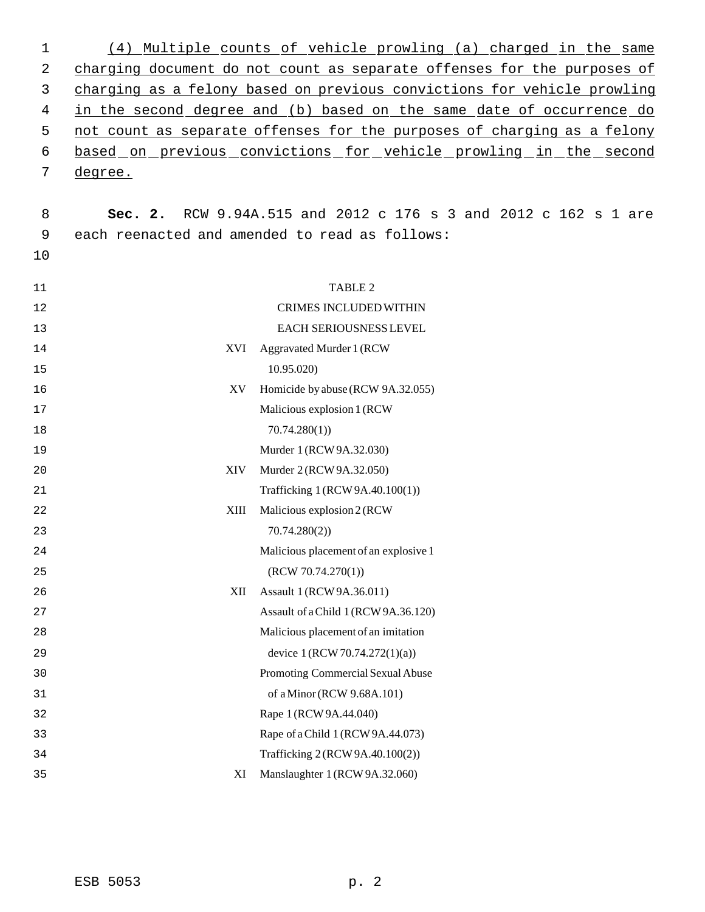(4) Multiple counts of vehicle prowling (a) charged in the same charging document do not count as separate offenses for the purposes of charging as a felony based on previous convictions for vehicle prowling in the second degree and (b) based on the same date of occurrence do not count as separate offenses for the purposes of charging as a felony based on previous convictions for vehicle prowling in the second degree.

**Sec. 2.** RCW 9.94A.515 and 2012 c 176 s 3 and 2012 c 162 s 1 are each reenacted and amended to read as follows:

TABLE 2

CRIMES INCLUDED WITHIN EACH SERIOUSNESS LEVEL

| | |
|---|---|
| XVI | Aggravated Murder 1 (RCW 10.95.020) |
| XV | Homicide by abuse (RCW 9A.32.055) |
| | Malicious explosion 1 (RCW 70.74.280(1)) |
| | Murder 1 (RCW 9A.32.030) |
| XIV | Murder 2 (RCW 9A.32.050) |
| | Trafficking 1 (RCW 9A.40.100(1)) |
| XIII | Malicious explosion 2 (RCW 70.74.280(2)) |
| | Malicious placement of an explosive 1 (RCW 70.74.270(1)) |
| XII | Assault 1 (RCW 9A.36.011) |
| | Assault of a Child 1 (RCW 9A.36.120) |
| | Malicious placement of an imitation device 1 (RCW 70.74.272(1)(a)) |
| | Promoting Commercial Sexual Abuse of a Minor (RCW 9.68A.101) |
| | Rape 1 (RCW 9A.44.040) |
| | Rape of a Child 1 (RCW 9A.44.073) |
| | Trafficking 2 (RCW 9A.40.100(2)) |
| XI | Manslaughter 1 (RCW 9A.32.060) |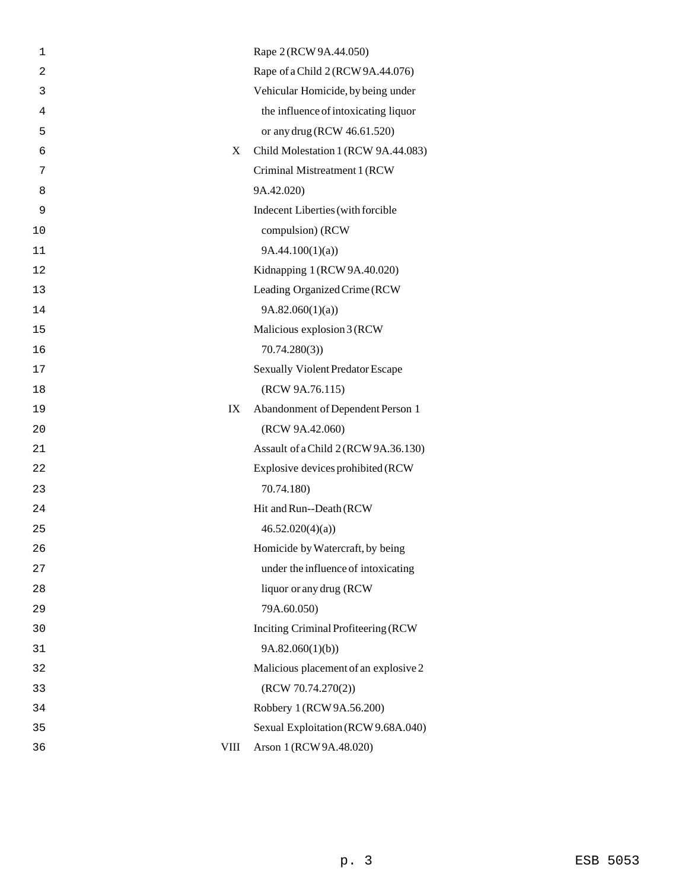| | |
|---|---|
| | Rape 2 (RCW 9A.44.050) |
| | Rape of a Child 2 (RCW 9A.44.076) |
| | Vehicular Homicide, by being under the influence of intoxicating liquor or any drug (RCW 46.61.520) |
| X | Child Molestation 1 (RCW 9A.44.083) |
| | Criminal Mistreatment 1 (RCW 9A.42.020) |
| | Indecent Liberties (with forcible compulsion) (RCW 9A.44.100(1)(a)) |
| | Kidnapping 1 (RCW 9A.40.020) |
| | Leading Organized Crime (RCW 9A.82.060(1)(a)) |
| | Malicious explosion 3 (RCW 70.74.280(3)) |
| | Sexually Violent Predator Escape (RCW 9A.76.115) |
| IX | Abandonment of Dependent Person 1 (RCW 9A.42.060) |
| | Assault of a Child 2 (RCW 9A.36.130) |
| | Explosive devices prohibited (RCW 70.74.180) |
| | Hit and Run--Death (RCW 46.52.020(4)(a)) |
| | Homicide by Watercraft, by being under the influence of intoxicating liquor or any drug (RCW 79A.60.050) |
| | Inciting Criminal Profiteering (RCW 9A.82.060(1)(b)) |
| | Malicious placement of an explosive 2 (RCW 70.74.270(2)) |
| | Robbery 1 (RCW 9A.56.200) |
| | Sexual Exploitation (RCW 9.68A.040) |
| VIII | Arson 1 (RCW 9A.48.020) |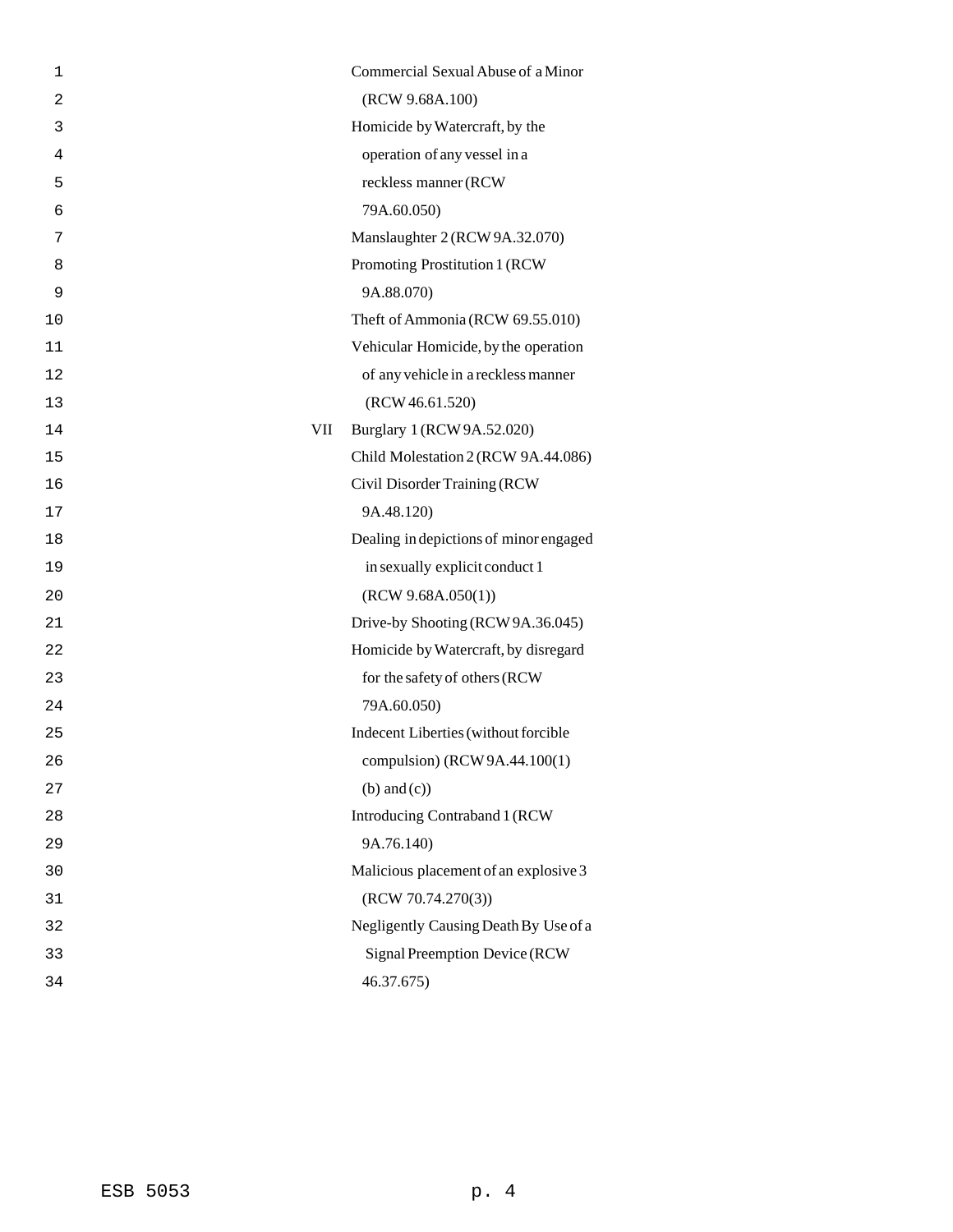| | |
|---|---|
| | Commercial Sexual Abuse of a Minor (RCW 9.68A.100) |
| | Homicide by Watercraft, by the operation of any vessel in a reckless manner (RCW 79A.60.050) |
| | Manslaughter 2 (RCW 9A.32.070) |
| | Promoting Prostitution 1 (RCW 9A.88.070) |
| | Theft of Ammonia (RCW 69.55.010) |
| | Vehicular Homicide, by the operation of any vehicle in a reckless manner (RCW 46.61.520) |
| VII | Burglary 1 (RCW 9A.52.020) |
| | Child Molestation 2 (RCW 9A.44.086) |
| | Civil Disorder Training (RCW 9A.48.120) |
| | Dealing in depictions of minor engaged in sexually explicit conduct 1 (RCW 9.68A.050(1)) |
| | Drive-by Shooting (RCW 9A.36.045) |
| | Homicide by Watercraft, by disregard for the safety of others (RCW 79A.60.050) |
| | Indecent Liberties (without forcible compulsion) (RCW 9A.44.100(1) (b) and (c)) |
| | Introducing Contraband 1 (RCW 9A.76.140) |
| | Malicious placement of an explosive 3 (RCW 70.74.270(3)) |
| | Negligently Causing Death By Use of a Signal Preemption Device (RCW 46.37.675) |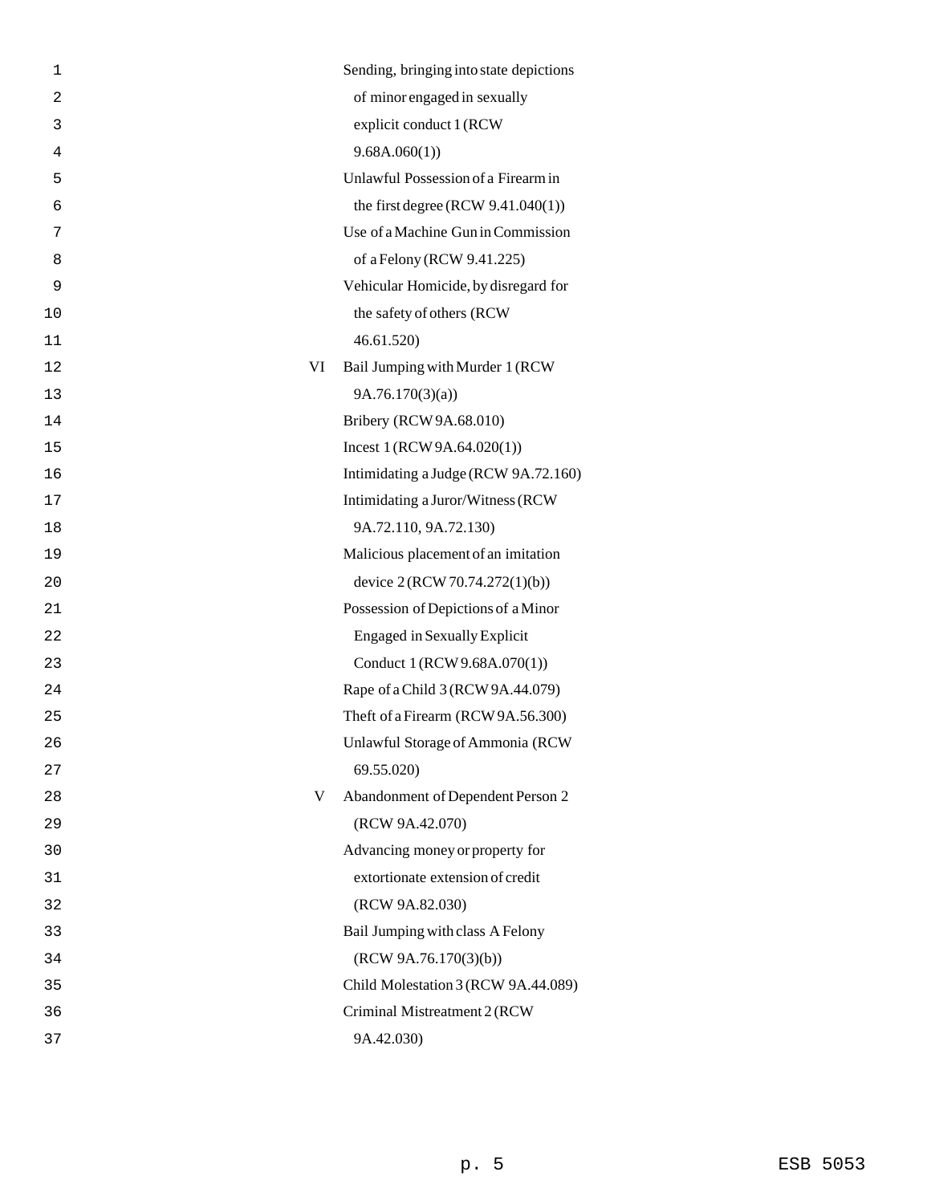| | |
|---|---|
| | Sending, bringing into state depictions of minor engaged in sexually explicit conduct 1 (RCW 9.68A.060(1)) |
| | Unlawful Possession of a Firearm in the first degree (RCW 9.41.040(1)) |
| | Use of a Machine Gun in Commission of a Felony (RCW 9.41.225) |
| | Vehicular Homicide, by disregard for the safety of others (RCW 46.61.520) |
| VI | Bail Jumping with Murder 1 (RCW 9A.76.170(3)(a)) |
| | Bribery (RCW 9A.68.010) |
| | Incest 1 (RCW 9A.64.020(1)) |
| | Intimidating a Judge (RCW 9A.72.160) |
| | Intimidating a Juror/Witness (RCW 9A.72.110, 9A.72.130) |
| | Malicious placement of an imitation device 2 (RCW 70.74.272(1)(b)) |
| | Possession of Depictions of a Minor Engaged in Sexually Explicit Conduct 1 (RCW 9.68A.070(1)) |
| | Rape of a Child 3 (RCW 9A.44.079) |
| | Theft of a Firearm (RCW 9A.56.300) |
| | Unlawful Storage of Ammonia (RCW 69.55.020) |
| V | Abandonment of Dependent Person 2 (RCW 9A.42.070) |
| | Advancing money or property for extortionate extension of credit (RCW 9A.82.030) |
| | Bail Jumping with class A Felony (RCW 9A.76.170(3)(b)) |
| | Child Molestation 3 (RCW 9A.44.089) |
| | Criminal Mistreatment 2 (RCW 9A.42.030) |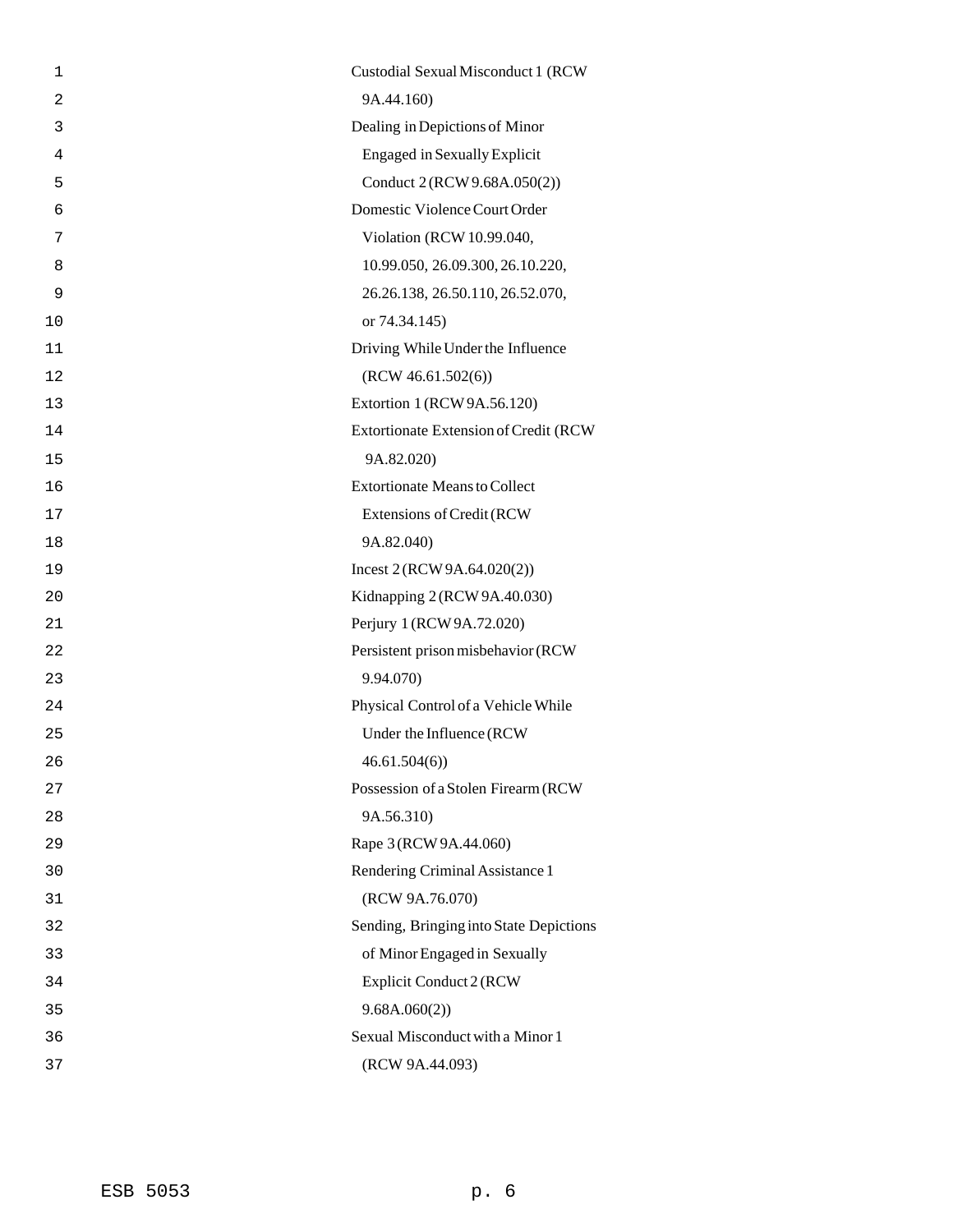Custodial Sexual Misconduct 1 (RCW 9A.44.160)

Dealing in Depictions of Minor Engaged in Sexually Explicit Conduct 2 (RCW 9.68A.050(2))

Domestic Violence Court Order Violation (RCW 10.99.040, 10.99.050, 26.09.300, 26.10.220, 26.26.138, 26.50.110, 26.52.070, or 74.34.145)

Driving While Under the Influence (RCW 46.61.502(6))

Extortion 1 (RCW 9A.56.120)

Extortionate Extension of Credit (RCW 9A.82.020)

Extortionate Means to Collect Extensions of Credit (RCW 9A.82.040)

Incest 2 (RCW 9A.64.020(2))

Kidnapping 2 (RCW 9A.40.030)

Perjury 1 (RCW 9A.72.020)

Persistent prison misbehavior (RCW 9.94.070)

Physical Control of a Vehicle While Under the Influence (RCW 46.61.504(6))

Possession of a Stolen Firearm (RCW 9A.56.310)

Rape 3 (RCW 9A.44.060)

Rendering Criminal Assistance 1 (RCW 9A.76.070)

Sending, Bringing into State Depictions of Minor Engaged in Sexually Explicit Conduct 2 (RCW 9.68A.060(2))

Sexual Misconduct with a Minor 1 (RCW 9A.44.093)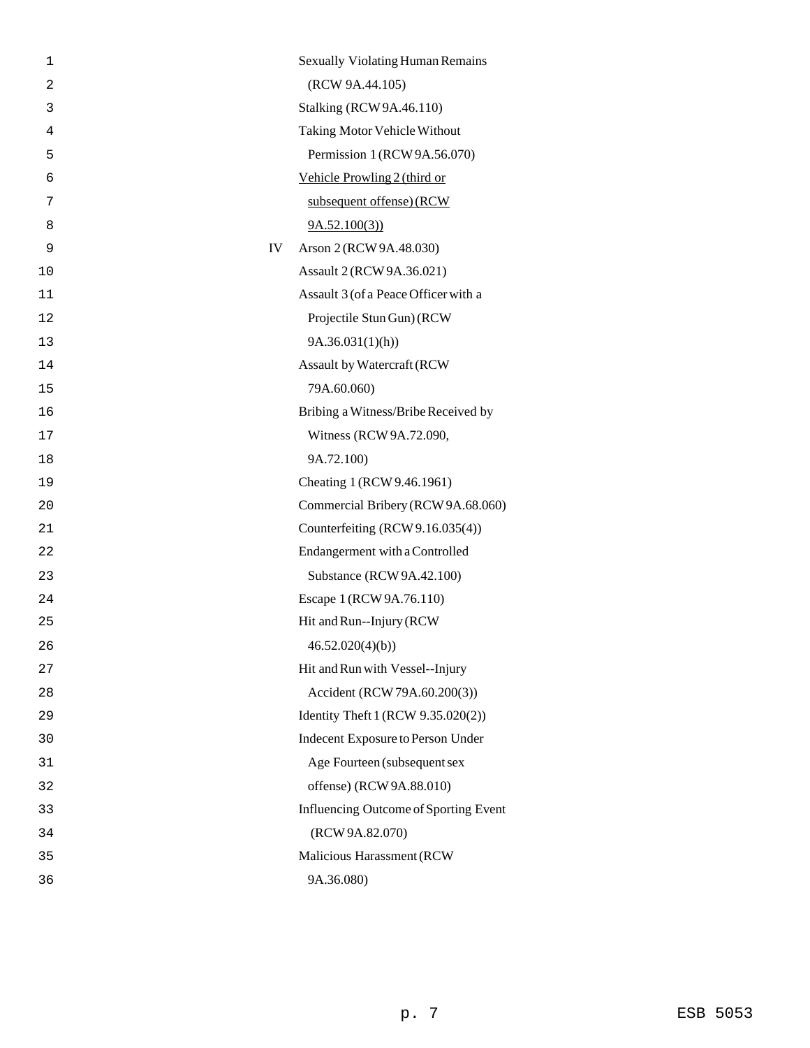Sexually Violating Human Remains (RCW 9A.44.105)
Stalking (RCW 9A.46.110)
Taking Motor Vehicle Without Permission 1 (RCW 9A.56.070)
Vehicle Prowling 2 (third or subsequent offense) (RCW 9A.52.100(3))

IV
Arson 2 (RCW 9A.48.030)
Assault 2 (RCW 9A.36.021)
Assault 3 (of a Peace Officer with a Projectile Stun Gun) (RCW 9A.36.031(1)(h))
Assault by Watercraft (RCW 79A.60.060)
Bribing a Witness/Bribe Received by Witness (RCW 9A.72.090, 9A.72.100)
Cheating 1 (RCW 9.46.1961)
Commercial Bribery (RCW 9A.68.060)
Counterfeiting (RCW 9.16.035(4))
Endangerment with a Controlled Substance (RCW 9A.42.100)
Escape 1 (RCW 9A.76.110)
Hit and Run--Injury (RCW 46.52.020(4)(b))
Hit and Run with Vessel--Injury Accident (RCW 79A.60.200(3))
Identity Theft 1 (RCW 9.35.020(2))
Indecent Exposure to Person Under Age Fourteen (subsequent sex offense) (RCW 9A.88.010)
Influencing Outcome of Sporting Event (RCW 9A.82.070)
Malicious Harassment (RCW 9A.36.080)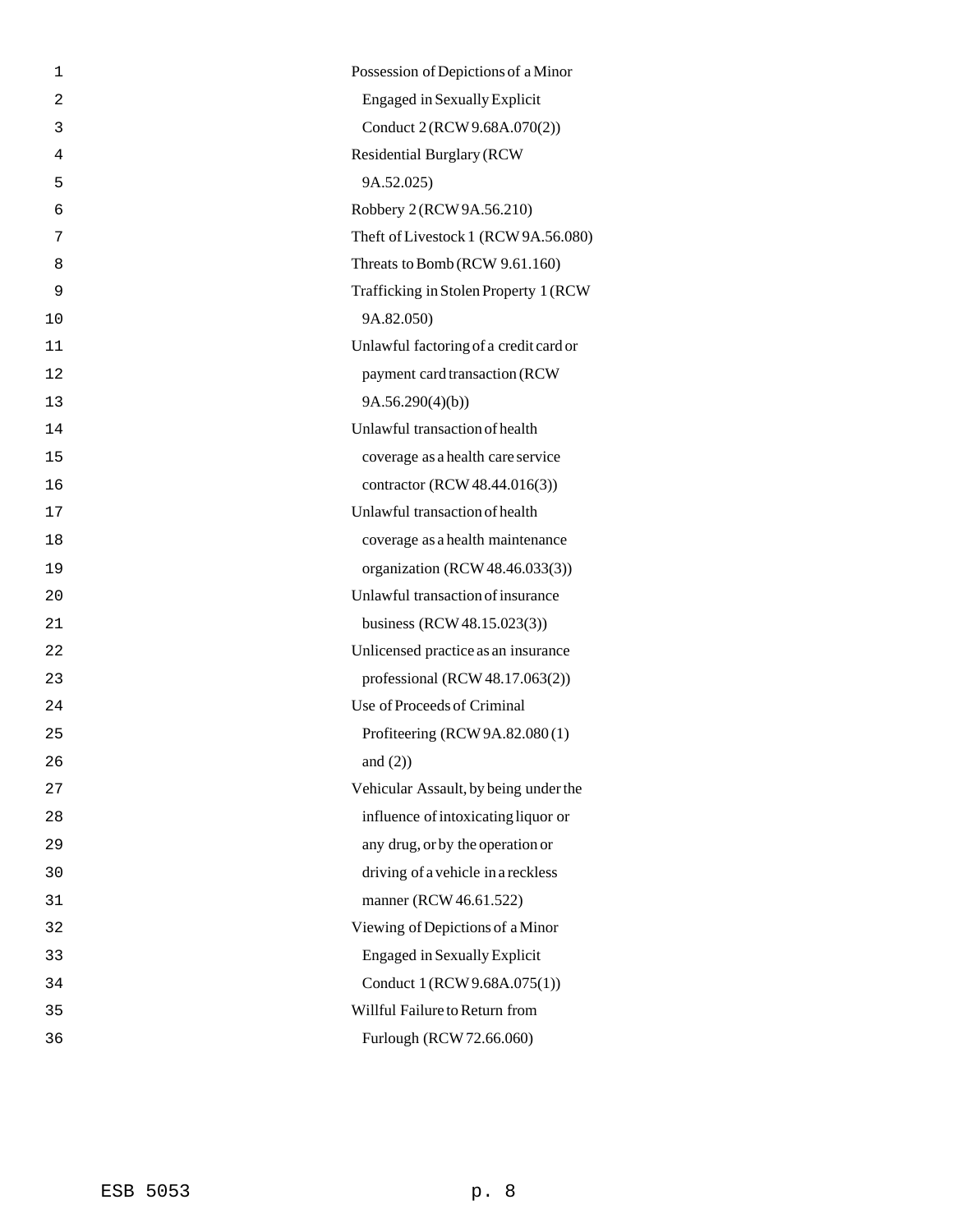Possession of Depictions of a Minor Engaged in Sexually Explicit Conduct 2 (RCW 9.68A.070(2))

Residential Burglary (RCW 9A.52.025)

Robbery 2 (RCW 9A.56.210)

Theft of Livestock 1 (RCW 9A.56.080)

Threats to Bomb (RCW 9.61.160)

Trafficking in Stolen Property 1 (RCW 9A.82.050)

Unlawful factoring of a credit card or payment card transaction (RCW 9A.56.290(4)(b))

Unlawful transaction of health coverage as a health care service contractor (RCW 48.44.016(3))

Unlawful transaction of health coverage as a health maintenance organization (RCW 48.46.033(3))

Unlawful transaction of insurance business (RCW 48.15.023(3))

Unlicensed practice as an insurance professional (RCW 48.17.063(2))

Use of Proceeds of Criminal Profiteering (RCW 9A.82.080 (1) and (2))

Vehicular Assault, by being under the influence of intoxicating liquor or any drug, or by the operation or driving of a vehicle in a reckless manner (RCW 46.61.522)

Viewing of Depictions of a Minor Engaged in Sexually Explicit Conduct 1 (RCW 9.68A.075(1))

Willful Failure to Return from Furlough (RCW 72.66.060)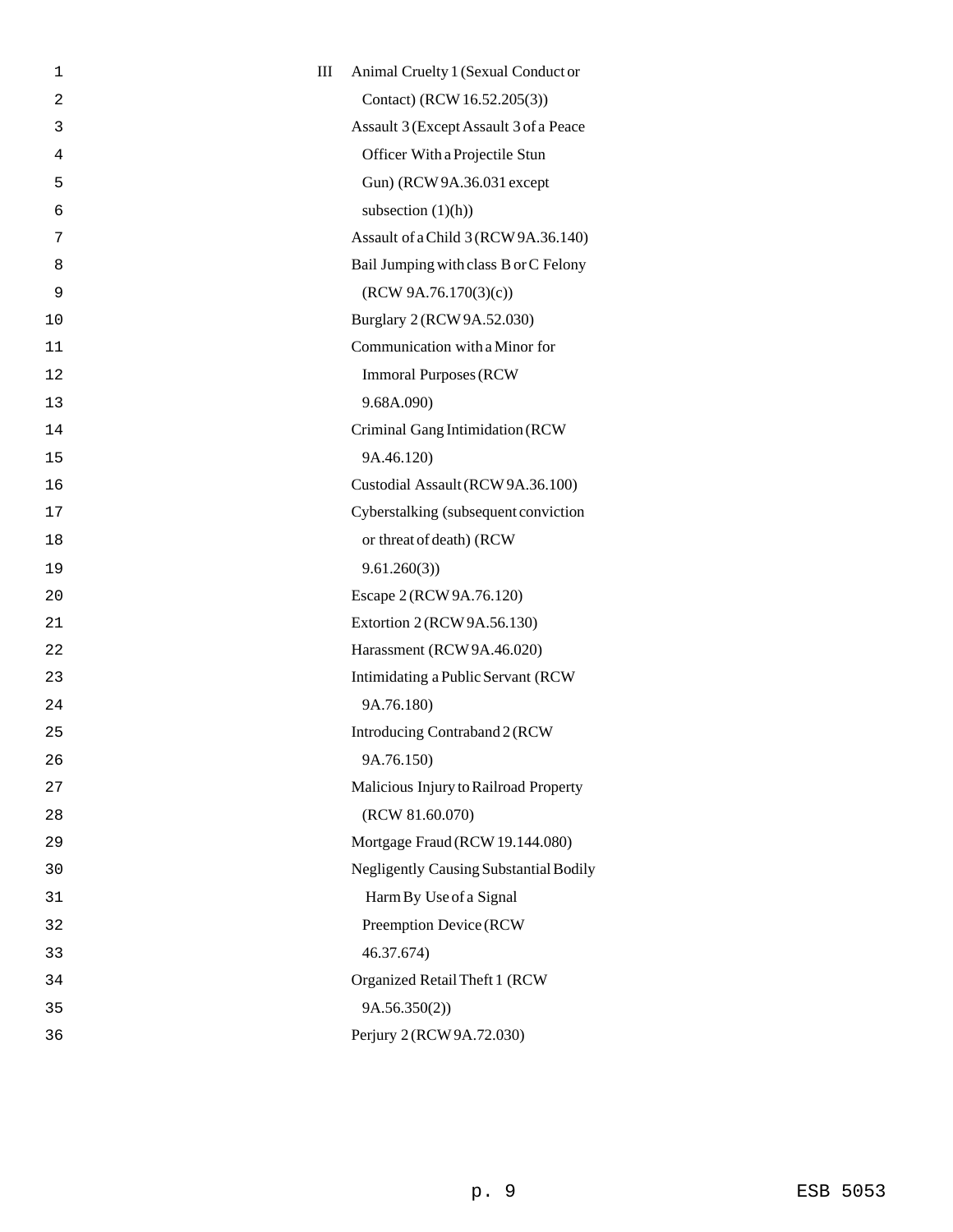| III | Animal Cruelty 1 (Sexual Conduct or Contact) (RCW 16.52.205(3)) |
| --- | --- |
| | Assault 3 (Except Assault 3 of a Peace Officer With a Projectile Stun Gun) (RCW 9A.36.031 except subsection (1)(h)) |
| | Assault of a Child 3 (RCW 9A.36.140) |
| | Bail Jumping with class B or C Felony (RCW 9A.76.170(3)(c)) |
| | Burglary 2 (RCW 9A.52.030) |
| | Communication with a Minor for Immoral Purposes (RCW 9.68A.090) |
| | Criminal Gang Intimidation (RCW 9A.46.120) |
| | Custodial Assault (RCW 9A.36.100) |
| | Cyberstalking (subsequent conviction or threat of death) (RCW 9.61.260(3)) |
| | Escape 2 (RCW 9A.76.120) |
| | Extortion 2 (RCW 9A.56.130) |
| | Harassment (RCW 9A.46.020) |
| | Intimidating a Public Servant (RCW 9A.76.180) |
| | Introducing Contraband 2 (RCW 9A.76.150) |
| | Malicious Injury to Railroad Property (RCW 81.60.070) |
| | Mortgage Fraud (RCW 19.144.080) |
| | Negligently Causing Substantial Bodily Harm By Use of a Signal Preemption Device (RCW 46.37.674) |
| | Organized Retail Theft 1 (RCW 9A.56.350(2)) |
| | Perjury 2 (RCW 9A.72.030) |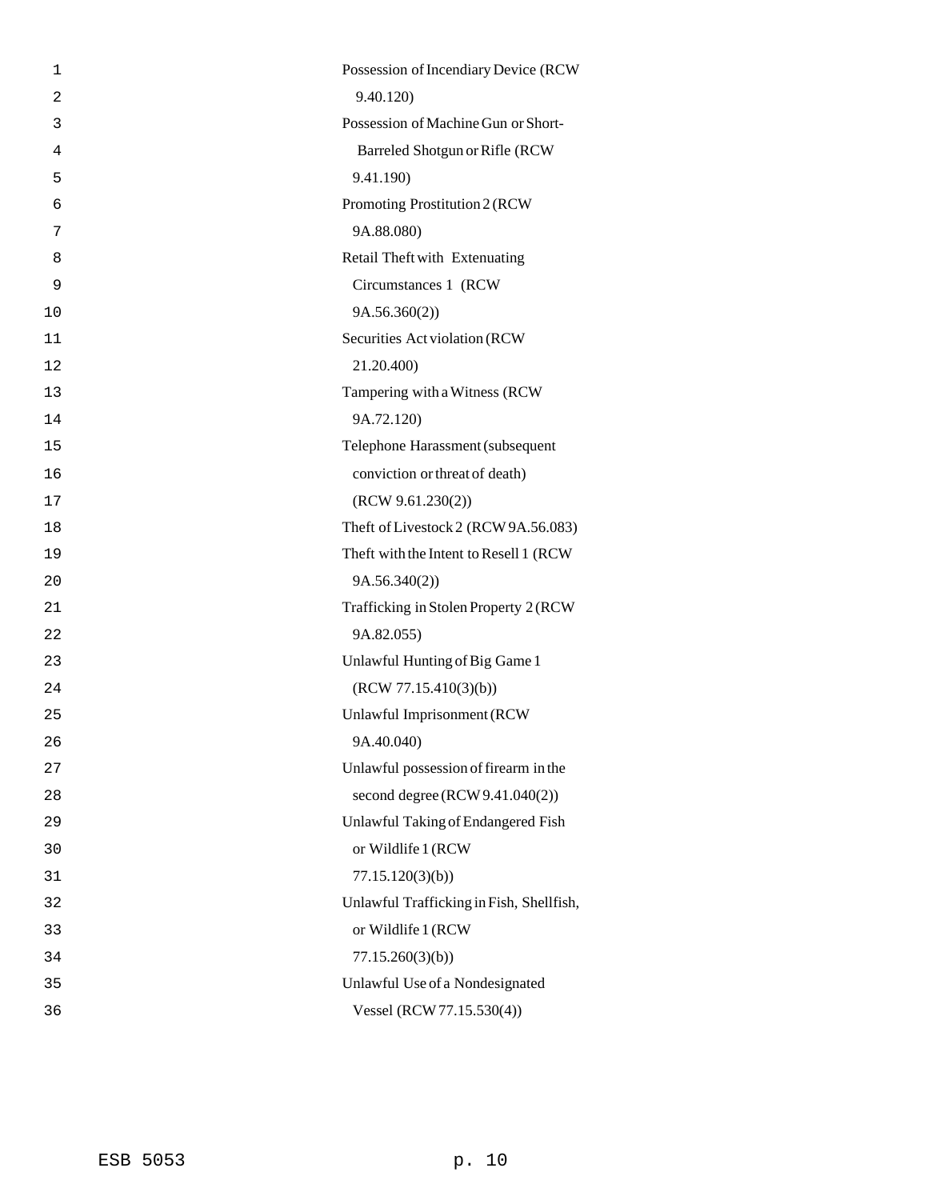Possession of Incendiary Device (RCW 9.40.120)

Possession of Machine Gun or Short-Barreled Shotgun or Rifle (RCW 9.41.190)

Promoting Prostitution 2 (RCW 9A.88.080)

Retail Theft with Extenuating Circumstances 1 (RCW 9A.56.360(2))

Securities Act violation (RCW 21.20.400)

Tampering with a Witness (RCW 9A.72.120)

Telephone Harassment (subsequent conviction or threat of death) (RCW 9.61.230(2))

Theft of Livestock 2 (RCW 9A.56.083)

Theft with the Intent to Resell 1 (RCW 9A.56.340(2))

Trafficking in Stolen Property 2 (RCW 9A.82.055)

Unlawful Hunting of Big Game 1 (RCW 77.15.410(3)(b))

Unlawful Imprisonment (RCW 9A.40.040)

Unlawful possession of firearm in the second degree (RCW 9.41.040(2))

Unlawful Taking of Endangered Fish or Wildlife 1 (RCW 77.15.120(3)(b))

Unlawful Trafficking in Fish, Shellfish, or Wildlife 1 (RCW 77.15.260(3)(b))

Unlawful Use of a Nondesignated Vessel (RCW 77.15.530(4))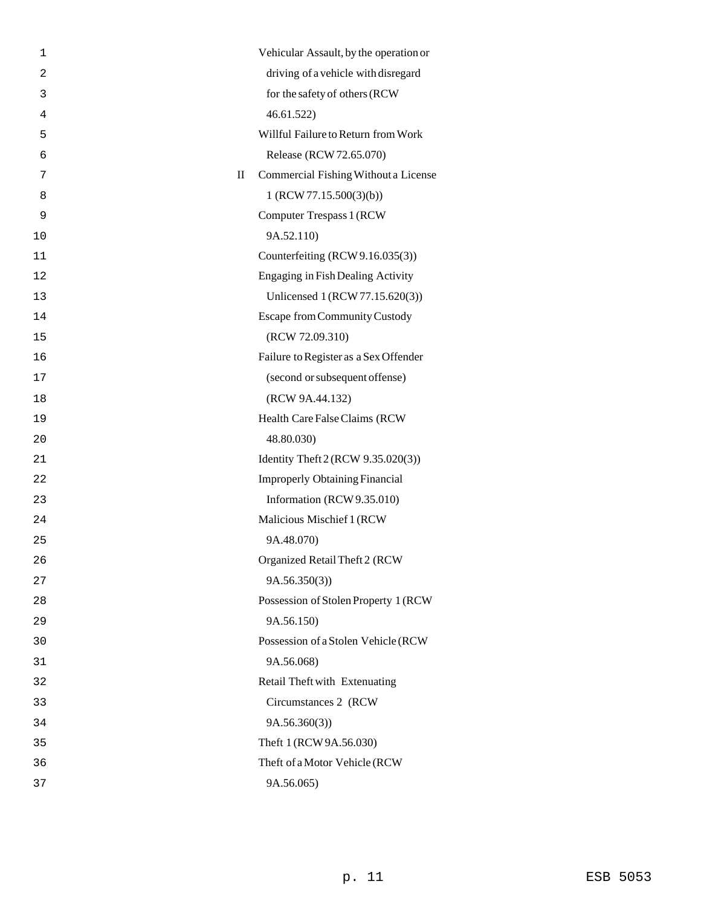| | |
|---|---|
| | Vehicular Assault, by the operation or driving of a vehicle with disregard for the safety of others (RCW 46.61.522) |
| | Willful Failure to Return from Work Release (RCW 72.65.070) |
| II | Commercial Fishing Without a License 1 (RCW 77.15.500(3)(b)) |
| | Computer Trespass 1 (RCW 9A.52.110) |
| | Counterfeiting (RCW 9.16.035(3)) |
| | Engaging in Fish Dealing Activity Unlicensed 1 (RCW 77.15.620(3)) |
| | Escape from Community Custody (RCW 72.09.310) |
| | Failure to Register as a Sex Offender (second or subsequent offense) (RCW 9A.44.132) |
| | Health Care False Claims (RCW 48.80.030) |
| | Identity Theft 2 (RCW 9.35.020(3)) |
| | Improperly Obtaining Financial Information (RCW 9.35.010) |
| | Malicious Mischief 1 (RCW 9A.48.070) |
| | Organized Retail Theft 2 (RCW 9A.56.350(3)) |
| | Possession of Stolen Property 1 (RCW 9A.56.150) |
| | Possession of a Stolen Vehicle (RCW 9A.56.068) |
| | Retail Theft with Extenuating Circumstances 2 (RCW 9A.56.360(3)) |
| | Theft 1 (RCW 9A.56.030) |
| | Theft of a Motor Vehicle (RCW 9A.56.065) |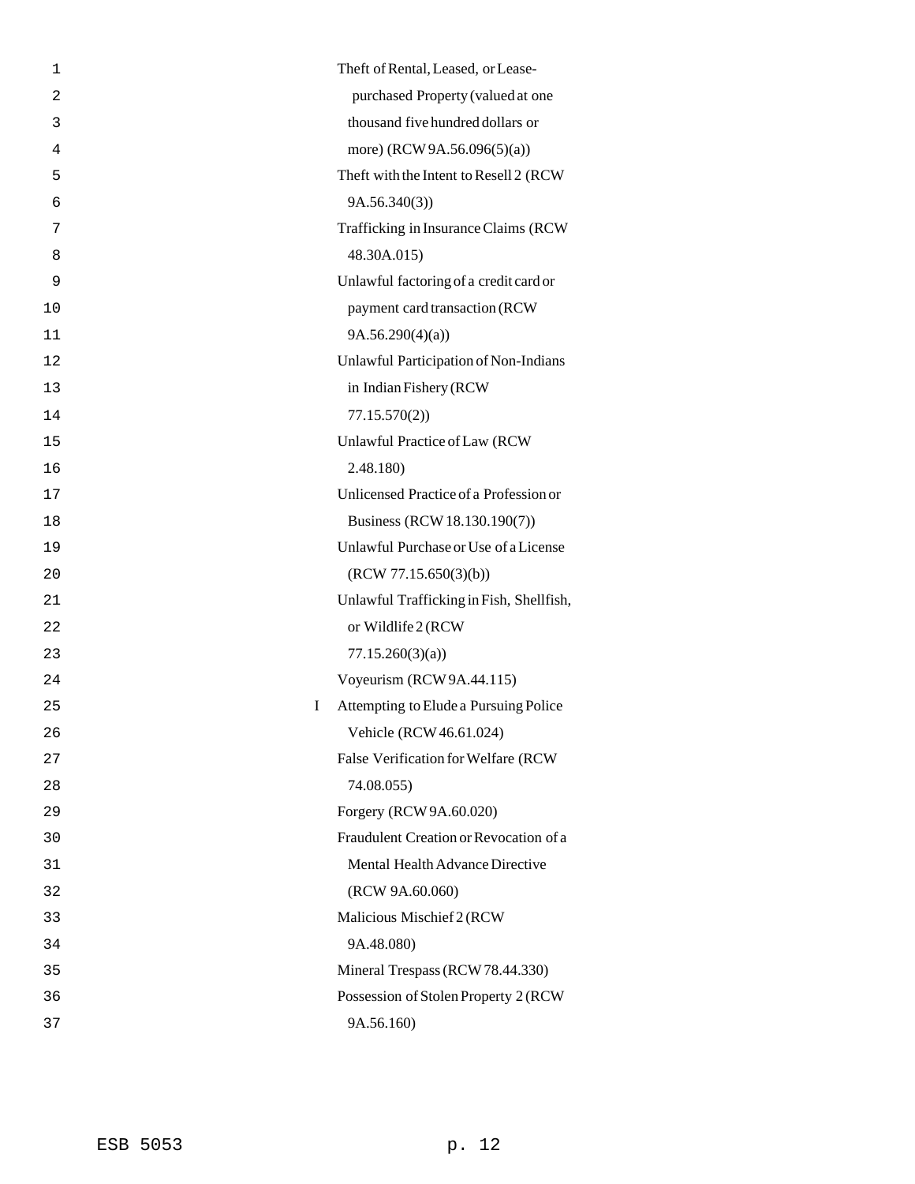| | |
|---|---|
| | Theft of Rental, Leased, or Lease-purchased Property (valued at one thousand five hundred dollars or more) (RCW 9A.56.096(5)(a)) |
| | Theft with the Intent to Resell 2 (RCW 9A.56.340(3)) |
| | Trafficking in Insurance Claims (RCW 48.30A.015) |
| | Unlawful factoring of a credit card or payment card transaction (RCW 9A.56.290(4)(a)) |
| | Unlawful Participation of Non-Indians in Indian Fishery (RCW 77.15.570(2)) |
| | Unlawful Practice of Law (RCW 2.48.180) |
| | Unlicensed Practice of a Profession or Business (RCW 18.130.190(7)) |
| | Unlawful Purchase or Use of a License (RCW 77.15.650(3)(b)) |
| | Unlawful Trafficking in Fish, Shellfish, or Wildlife 2 (RCW 77.15.260(3)(a)) |
| | Voyeurism (RCW 9A.44.115) |
| I | Attempting to Elude a Pursuing Police Vehicle (RCW 46.61.024) |
| | False Verification for Welfare (RCW 74.08.055) |
| | Forgery (RCW 9A.60.020) |
| | Fraudulent Creation or Revocation of a Mental Health Advance Directive (RCW 9A.60.060) |
| | Malicious Mischief 2 (RCW 9A.48.080) |
| | Mineral Trespass (RCW 78.44.330) |
| | Possession of Stolen Property 2 (RCW 9A.56.160) |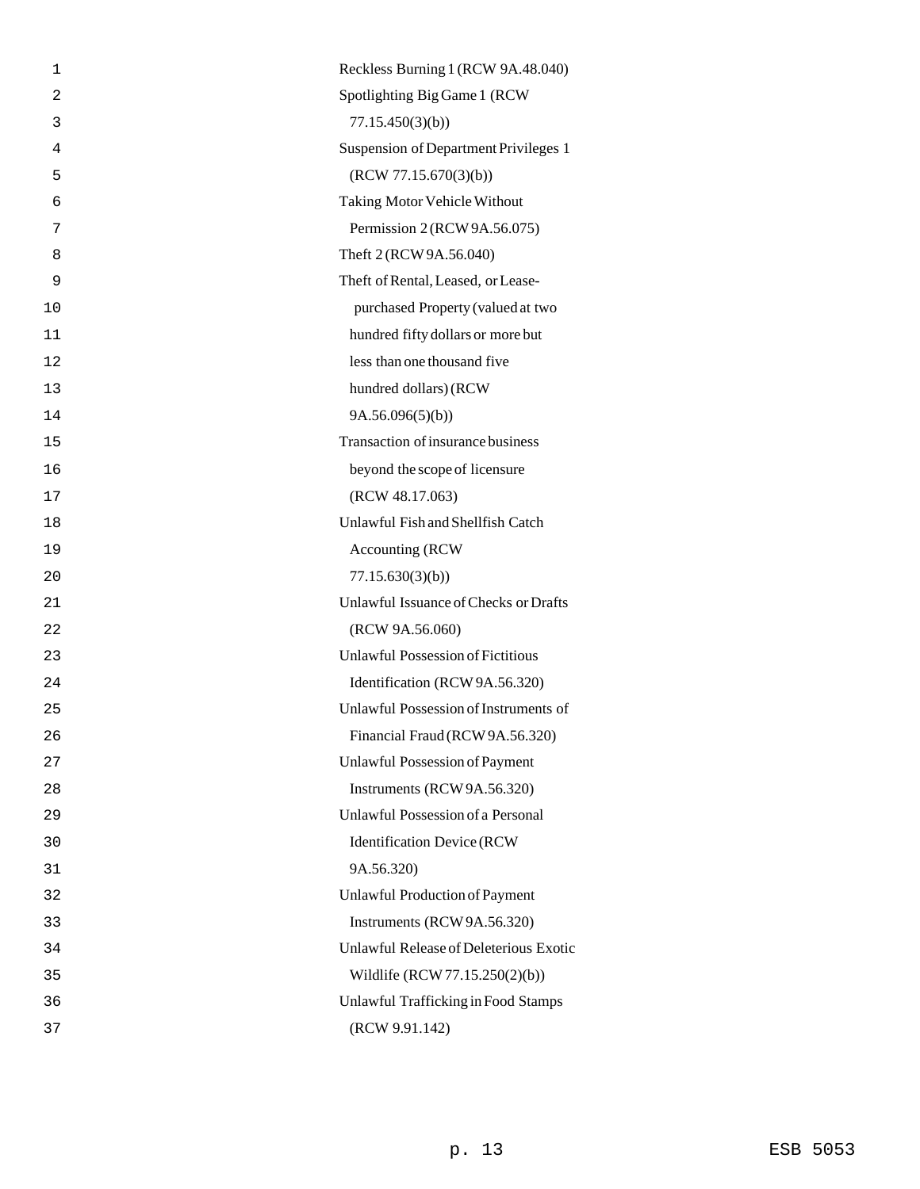Reckless Burning 1 (RCW 9A.48.040)

Spotlighting Big Game 1 (RCW 77.15.450(3)(b))

Suspension of Department Privileges 1 (RCW 77.15.670(3)(b))

Taking Motor Vehicle Without Permission 2 (RCW 9A.56.075)

Theft 2 (RCW 9A.56.040)

Theft of Rental, Leased, or Lease-purchased Property (valued at two hundred fifty dollars or more but less than one thousand five hundred dollars) (RCW 9A.56.096(5)(b))

Transaction of insurance business beyond the scope of licensure (RCW 48.17.063)

Unlawful Fish and Shellfish Catch Accounting (RCW 77.15.630(3)(b))

Unlawful Issuance of Checks or Drafts (RCW 9A.56.060)

Unlawful Possession of Fictitious Identification (RCW 9A.56.320)

Unlawful Possession of Instruments of Financial Fraud (RCW 9A.56.320)

Unlawful Possession of Payment Instruments (RCW 9A.56.320)

Unlawful Possession of a Personal Identification Device (RCW 9A.56.320)

Unlawful Production of Payment Instruments (RCW 9A.56.320)

Unlawful Release of Deleterious Exotic Wildlife (RCW 77.15.250(2)(b))

Unlawful Trafficking in Food Stamps (RCW 9.91.142)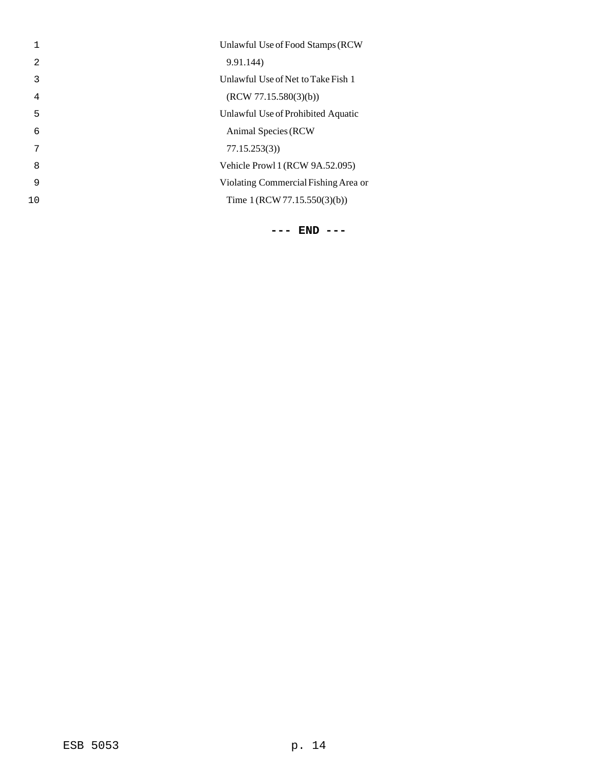Unlawful Use of Food Stamps (RCW 9.91.144)

Unlawful Use of Net to Take Fish 1 (RCW 77.15.580(3)(b))

Unlawful Use of Prohibited Aquatic Animal Species (RCW 77.15.253(3))

Vehicle Prowl 1 (RCW 9A.52.095)

Violating Commercial Fishing Area or Time 1 (RCW 77.15.550(3)(b))

**--- END ---**